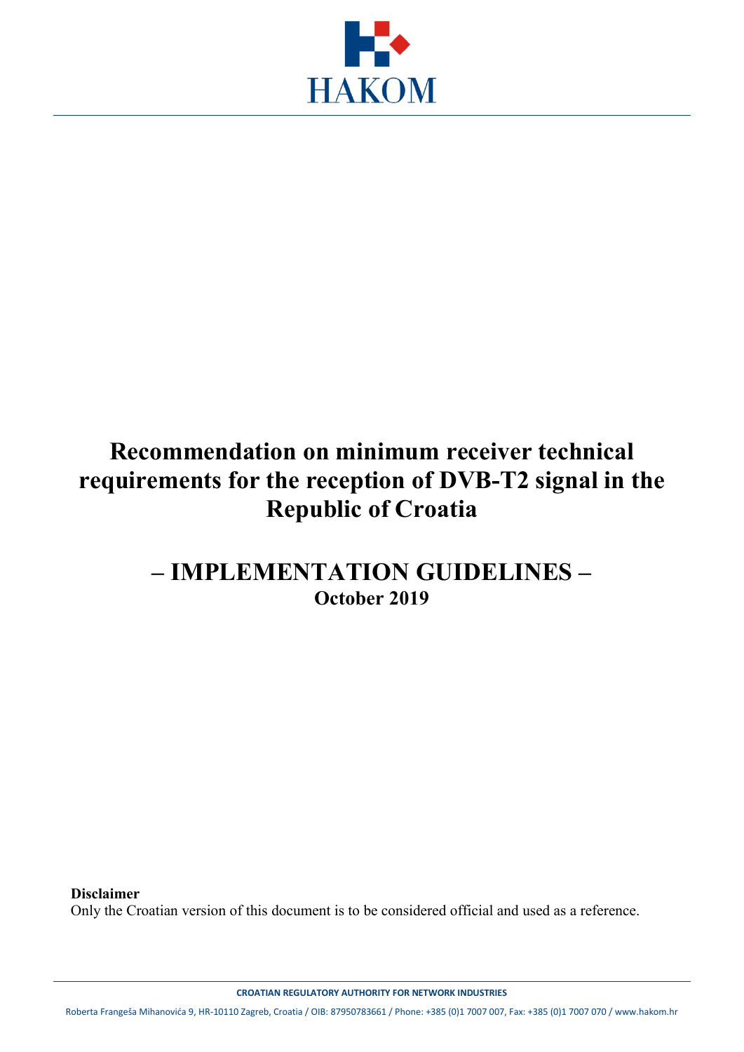HAKOM

# Recommendation on minimum receiver technical requirements for the reception of DVB-T2 signal in the Republic of Croatia

## – IMPLEMENTATION GUIDELINES –

**October 2019**

**Disclaimer**

Only the Croatian version of this document is to be considered official and used as a reference.

**CROATIAN REGULATORY AUTHORITY FOR NETWORK INDUSTRIES**

Roberta Frangeša Mihanovića 9, HR-10110 Zagreb, Croatia / OIB: 87950783661 / Phone: +385 (0)1 7007 007, Fax: +385 (0)1 7007 070 / www.hakom.hr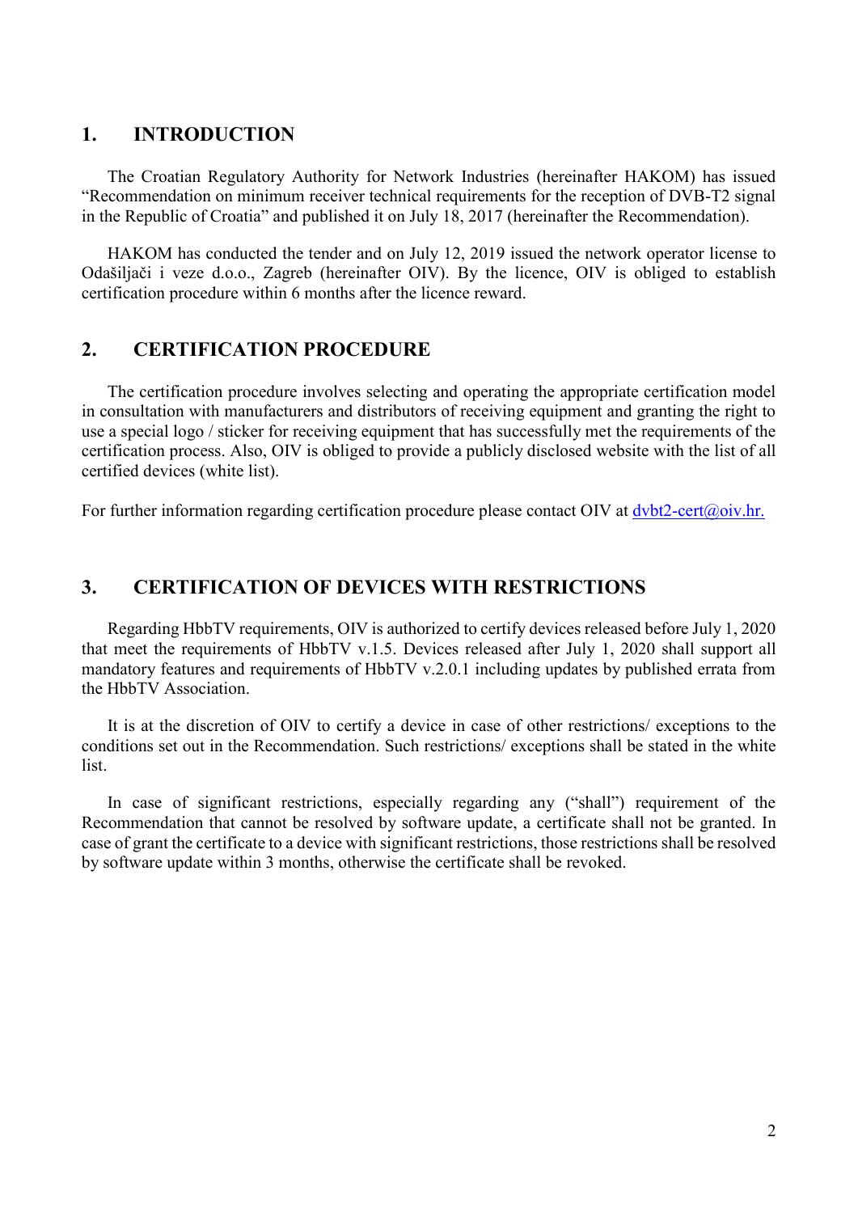## 1. INTRODUCTION

The Croatian Regulatory Authority for Network Industries (hereinafter HAKOM) has issued "Recommendation on minimum receiver technical requirements for the reception of DVB-T2 signal in the Republic of Croatia" and published it on July 18, 2017 (hereinafter the Recommendation).

HAKOM has conducted the tender and on July 12, 2019 issued the network operator license to Odašiljači i veze d.o.o., Zagreb (hereinafter OIV). By the licence, OIV is obliged to establish certification procedure within 6 months after the licence reward.

## 2. CERTIFICATION PROCEDURE

The certification procedure involves selecting and operating the appropriate certification model in consultation with manufacturers and distributors of receiving equipment and granting the right to use a special logo / sticker for receiving equipment that has successfully met the requirements of the certification process. Also, OIV is obliged to provide a publicly disclosed website with the list of all certified devices (white list).

For further information regarding certification procedure please contact OIV at dvbt2-cert@oiv.hr.

## 3. CERTIFICATION OF DEVICES WITH RESTRICTIONS

Regarding HbbTV requirements, OIV is authorized to certify devices released before July 1, 2020 that meet the requirements of HbbTV v.1.5. Devices released after July 1, 2020 shall support all mandatory features and requirements of HbbTV v.2.0.1 including updates by published errata from the HbbTV Association.

It is at the discretion of OIV to certify a device in case of other restrictions/ exceptions to the conditions set out in the Recommendation. Such restrictions/ exceptions shall be stated in the white list.

In case of significant restrictions, especially regarding any ("shall") requirement of the Recommendation that cannot be resolved by software update, a certificate shall not be granted. In case of grant the certificate to a device with significant restrictions, those restrictions shall be resolved by software update within 3 months, otherwise the certificate shall be revoked.